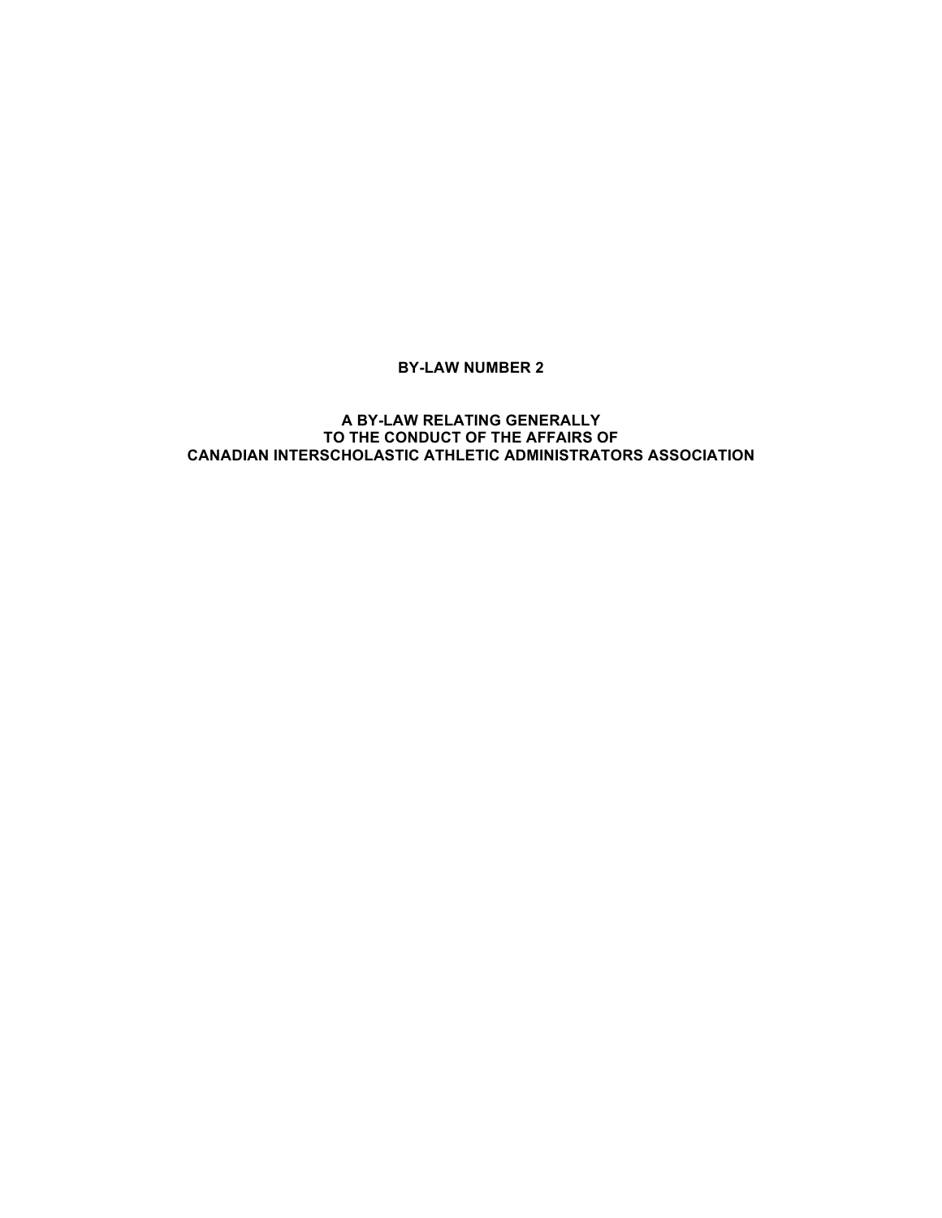# BY-LAW NUMBER 2

## A BY-LAW RELATING GENERALLY TO THE CONDUCT OF THE AFFAIRS OF CANADIAN INTERSCHOLASTIC ATHLETIC ADMINISTRATORS ASSOCIATION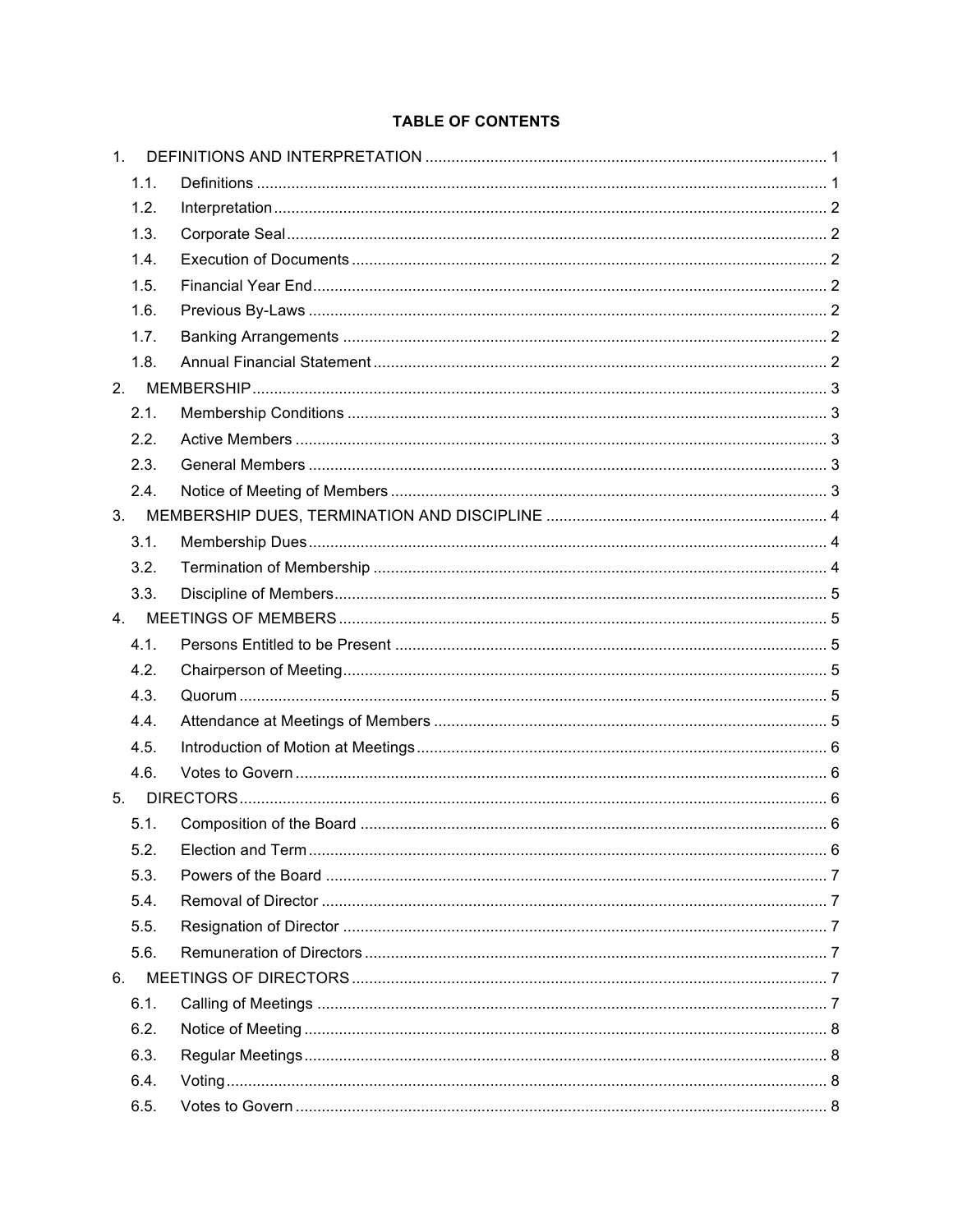# TABLE OF CONTENTS

1. DEFINITIONS AND INTERPRETATION ........ 1
   - 1.1. Definitions ........ 1
   - 1.2. Interpretation ........ 2
   - 1.3. Corporate Seal ........ 2
   - 1.4. Execution of Documents ........ 2
   - 1.5. Financial Year End ........ 2
   - 1.6. Previous By-Laws ........ 2
   - 1.7. Banking Arrangements ........ 2
   - 1.8. Annual Financial Statement ........ 2
2. MEMBERSHIP ........ 3
   - 2.1. Membership Conditions ........ 3
   - 2.2. Active Members ........ 3
   - 2.3. General Members ........ 3
   - 2.4. Notice of Meeting of Members ........ 3
3. MEMBERSHIP DUES, TERMINATION AND DISCIPLINE ........ 4
   - 3.1. Membership Dues ........ 4
   - 3.2. Termination of Membership ........ 4
   - 3.3. Discipline of Members ........ 5
4. MEETINGS OF MEMBERS ........ 5
   - 4.1. Persons Entitled to be Present ........ 5
   - 4.2. Chairperson of Meeting ........ 5
   - 4.3. Quorum ........ 5
   - 4.4. Attendance at Meetings of Members ........ 5
   - 4.5. Introduction of Motion at Meetings ........ 6
   - 4.6. Votes to Govern ........ 6
5. DIRECTORS ........ 6
   - 5.1. Composition of the Board ........ 6
   - 5.2. Election and Term ........ 6
   - 5.3. Powers of the Board ........ 7
   - 5.4. Removal of Director ........ 7
   - 5.5. Resignation of Director ........ 7
   - 5.6. Remuneration of Directors ........ 7
6. MEETINGS OF DIRECTORS ........ 7
   - 6.1. Calling of Meetings ........ 7
   - 6.2. Notice of Meeting ........ 8
   - 6.3. Regular Meetings ........ 8
   - 6.4. Voting ........ 8
   - 6.5. Votes to Govern ........ 8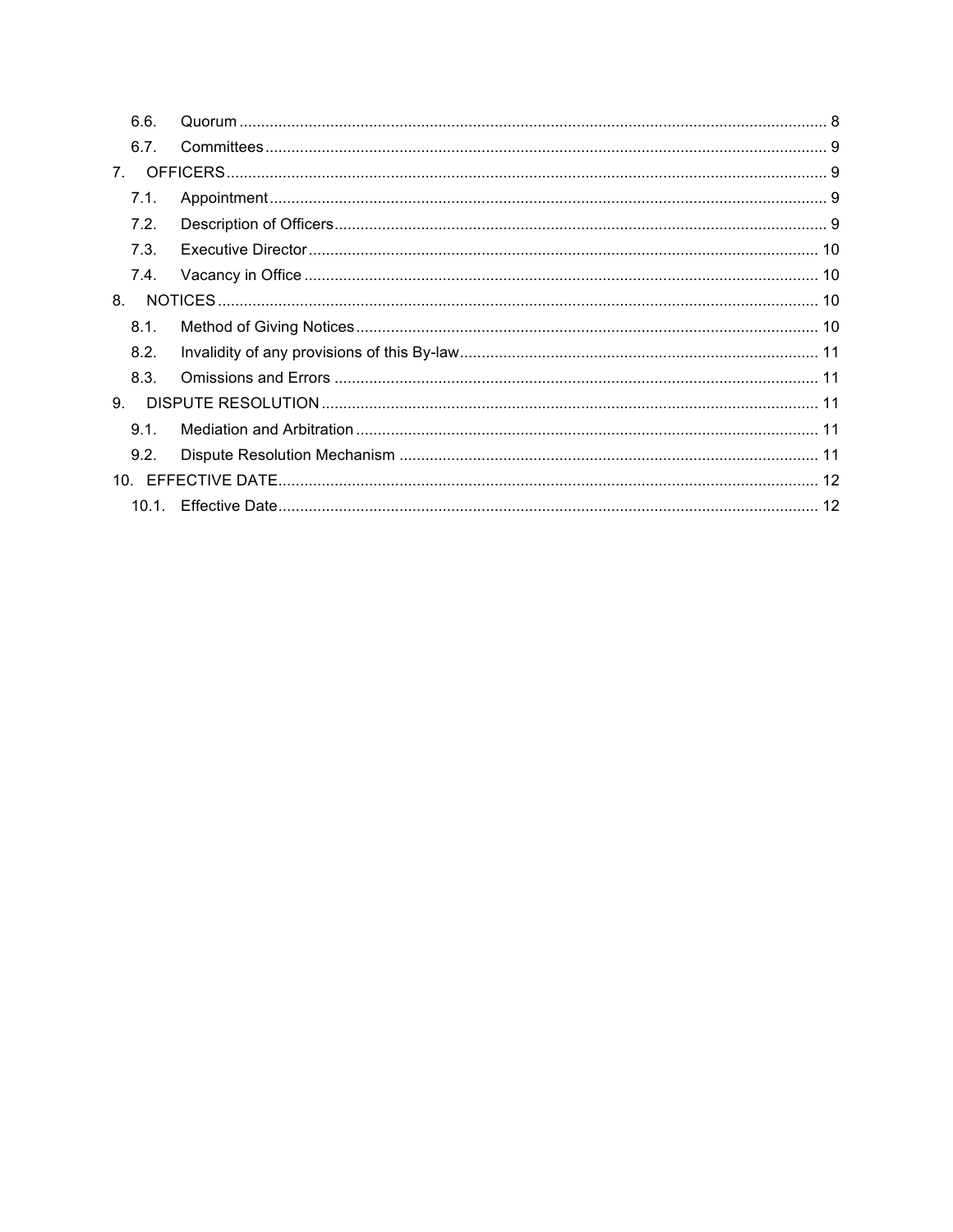| | | |
|---|---|---|
| 6.6. | Quorum | 8 |
| 6.7. | Committees | 9 |
| 7. | OFFICERS | 9 |
| 7.1. | Appointment | 9 |
| 7.2. | Description of Officers | 9 |
| 7.3. | Executive Director | 10 |
| 7.4. | Vacancy in Office | 10 |
| 8. | NOTICES | 10 |
| 8.1. | Method of Giving Notices | 10 |
| 8.2. | Invalidity of any provisions of this By-law | 11 |
| 8.3. | Omissions and Errors | 11 |
| 9. | DISPUTE RESOLUTION | 11 |
| 9.1. | Mediation and Arbitration | 11 |
| 9.2. | Dispute Resolution Mechanism | 11 |
| 10. | EFFECTIVE DATE | 12 |
| 10.1. | Effective Date | 12 |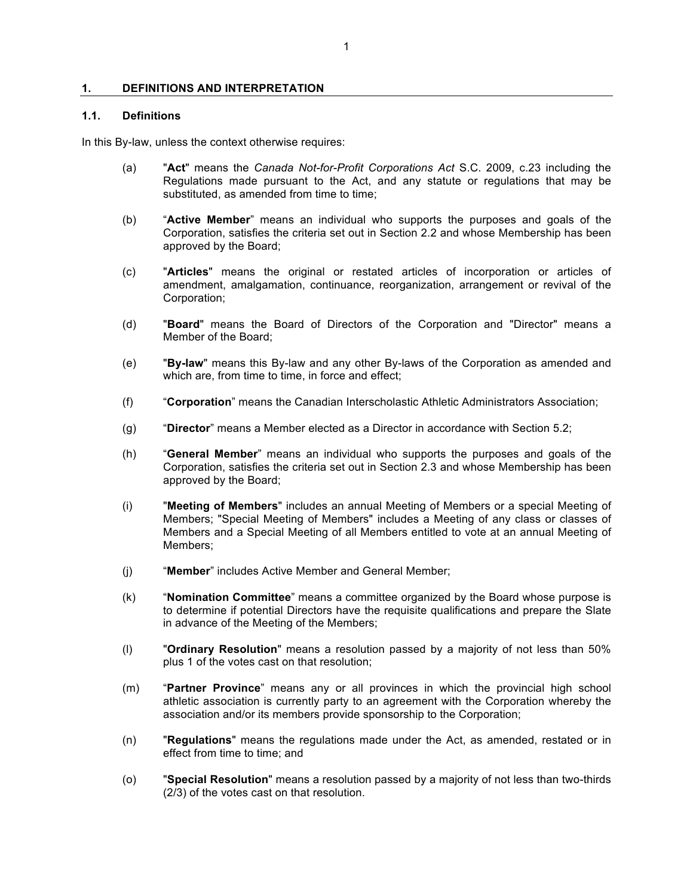## 1. DEFINITIONS AND INTERPRETATION

### 1.1. Definitions

In this By-law, unless the context otherwise requires:

(a) "**Act**" means the *Canada Not-for-Profit Corporations Act* S.C. 2009, c.23 including the Regulations made pursuant to the Act, and any statute or regulations that may be substituted, as amended from time to time;

(b) "**Active Member**" means an individual who supports the purposes and goals of the Corporation, satisfies the criteria set out in Section 2.2 and whose Membership has been approved by the Board;

(c) "**Articles**" means the original or restated articles of incorporation or articles of amendment, amalgamation, continuance, reorganization, arrangement or revival of the Corporation;

(d) "**Board**" means the Board of Directors of the Corporation and "Director" means a Member of the Board;

(e) "**By-law**" means this By-law and any other By-laws of the Corporation as amended and which are, from time to time, in force and effect;

(f) "**Corporation**" means the Canadian Interscholastic Athletic Administrators Association;

(g) "**Director**" means a Member elected as a Director in accordance with Section 5.2;

(h) "**General Member**" means an individual who supports the purposes and goals of the Corporation, satisfies the criteria set out in Section 2.3 and whose Membership has been approved by the Board;

(i) "**Meeting of Members**" includes an annual Meeting of Members or a special Meeting of Members; "Special Meeting of Members" includes a Meeting of any class or classes of Members and a Special Meeting of all Members entitled to vote at an annual Meeting of Members;

(j) "**Member**" includes Active Member and General Member;

(k) "**Nomination Committee**" means a committee organized by the Board whose purpose is to determine if potential Directors have the requisite qualifications and prepare the Slate in advance of the Meeting of the Members;

(l) "**Ordinary Resolution**" means a resolution passed by a majority of not less than 50% plus 1 of the votes cast on that resolution;

(m) "**Partner Province**" means any or all provinces in which the provincial high school athletic association is currently party to an agreement with the Corporation whereby the association and/or its members provide sponsorship to the Corporation;

(n) "**Regulations**" means the regulations made under the Act, as amended, restated or in effect from time to time; and

(o) "**Special Resolution**" means a resolution passed by a majority of not less than two-thirds (2/3) of the votes cast on that resolution.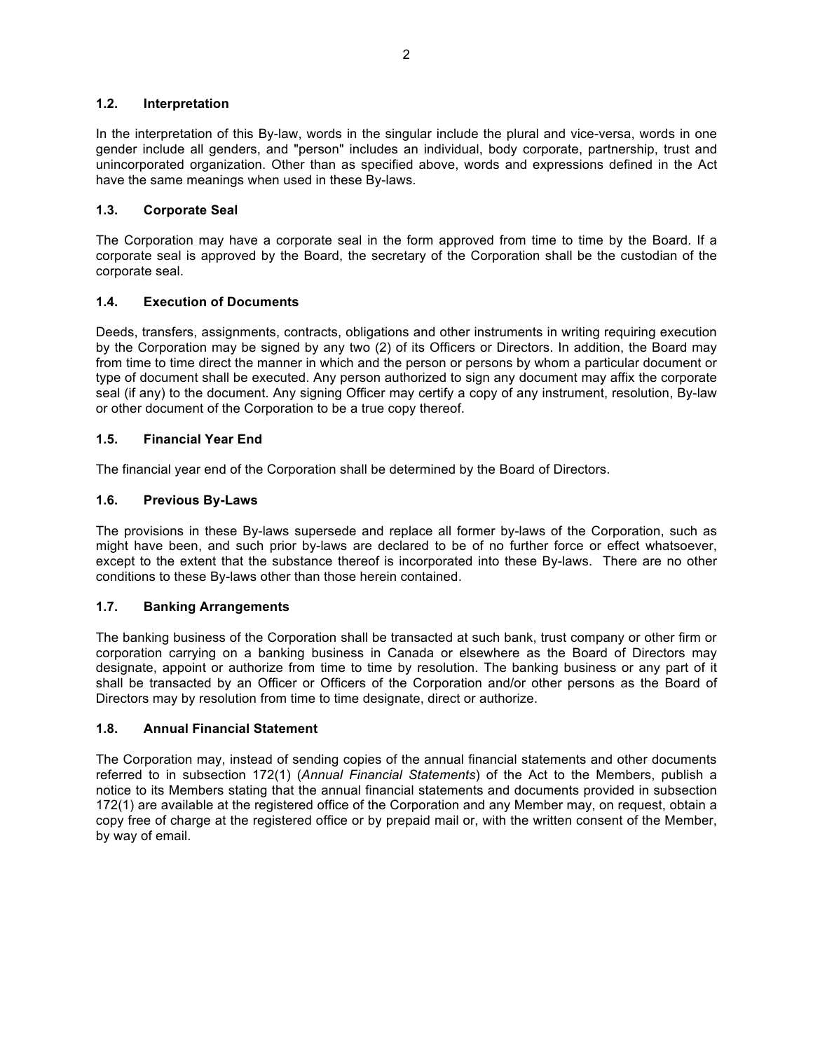### 1.2. Interpretation

In the interpretation of this By-law, words in the singular include the plural and vice-versa, words in one gender include all genders, and "person" includes an individual, body corporate, partnership, trust and unincorporated organization. Other than as specified above, words and expressions defined in the Act have the same meanings when used in these By-laws.

### 1.3. Corporate Seal

The Corporation may have a corporate seal in the form approved from time to time by the Board. If a corporate seal is approved by the Board, the secretary of the Corporation shall be the custodian of the corporate seal.

### 1.4. Execution of Documents

Deeds, transfers, assignments, contracts, obligations and other instruments in writing requiring execution by the Corporation may be signed by any two (2) of its Officers or Directors. In addition, the Board may from time to time direct the manner in which and the person or persons by whom a particular document or type of document shall be executed. Any person authorized to sign any document may affix the corporate seal (if any) to the document. Any signing Officer may certify a copy of any instrument, resolution, By-law or other document of the Corporation to be a true copy thereof.

### 1.5. Financial Year End

The financial year end of the Corporation shall be determined by the Board of Directors.

### 1.6. Previous By-Laws

The provisions in these By-laws supersede and replace all former by-laws of the Corporation, such as might have been, and such prior by-laws are declared to be of no further force or effect whatsoever, except to the extent that the substance thereof is incorporated into these By-laws. There are no other conditions to these By-laws other than those herein contained.

### 1.7. Banking Arrangements

The banking business of the Corporation shall be transacted at such bank, trust company or other firm or corporation carrying on a banking business in Canada or elsewhere as the Board of Directors may designate, appoint or authorize from time to time by resolution. The banking business or any part of it shall be transacted by an Officer or Officers of the Corporation and/or other persons as the Board of Directors may by resolution from time to time designate, direct or authorize.

### 1.8. Annual Financial Statement

The Corporation may, instead of sending copies of the annual financial statements and other documents referred to in subsection 172(1) (*Annual Financial Statements*) of the Act to the Members, publish a notice to its Members stating that the annual financial statements and documents provided in subsection 172(1) are available at the registered office of the Corporation and any Member may, on request, obtain a copy free of charge at the registered office or by prepaid mail or, with the written consent of the Member, by way of email.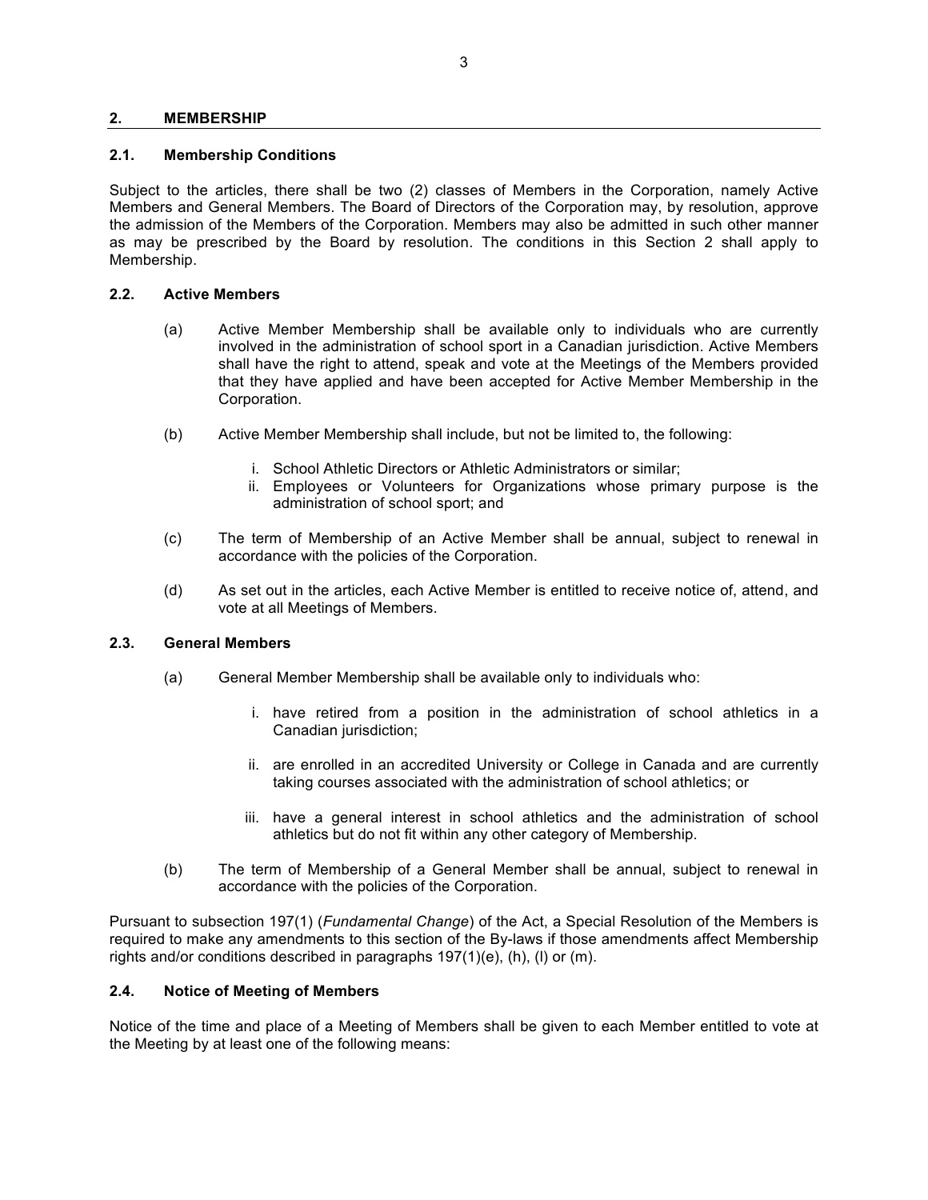## 2. MEMBERSHIP

### 2.1. Membership Conditions

Subject to the articles, there shall be two (2) classes of Members in the Corporation, namely Active Members and General Members. The Board of Directors of the Corporation may, by resolution, approve the admission of the Members of the Corporation. Members may also be admitted in such other manner as may be prescribed by the Board by resolution. The conditions in this Section 2 shall apply to Membership.

### 2.2. Active Members

(a) Active Member Membership shall be available only to individuals who are currently involved in the administration of school sport in a Canadian jurisdiction. Active Members shall have the right to attend, speak and vote at the Meetings of the Members provided that they have applied and have been accepted for Active Member Membership in the Corporation.

(b) Active Member Membership shall include, but not be limited to, the following:

   i. School Athletic Directors or Athletic Administrators or similar;
   ii. Employees or Volunteers for Organizations whose primary purpose is the administration of school sport; and

(c) The term of Membership of an Active Member shall be annual, subject to renewal in accordance with the policies of the Corporation.

(d) As set out in the articles, each Active Member is entitled to receive notice of, attend, and vote at all Meetings of Members.

### 2.3. General Members

(a) General Member Membership shall be available only to individuals who:

   i. have retired from a position in the administration of school athletics in a Canadian jurisdiction;

   ii. are enrolled in an accredited University or College in Canada and are currently taking courses associated with the administration of school athletics; or

   iii. have a general interest in school athletics and the administration of school athletics but do not fit within any other category of Membership.

(b) The term of Membership of a General Member shall be annual, subject to renewal in accordance with the policies of the Corporation.

Pursuant to subsection 197(1) (*Fundamental Change*) of the Act, a Special Resolution of the Members is required to make any amendments to this section of the By-laws if those amendments affect Membership rights and/or conditions described in paragraphs 197(1)(e), (h), (l) or (m).

### 2.4. Notice of Meeting of Members

Notice of the time and place of a Meeting of Members shall be given to each Member entitled to vote at the Meeting by at least one of the following means: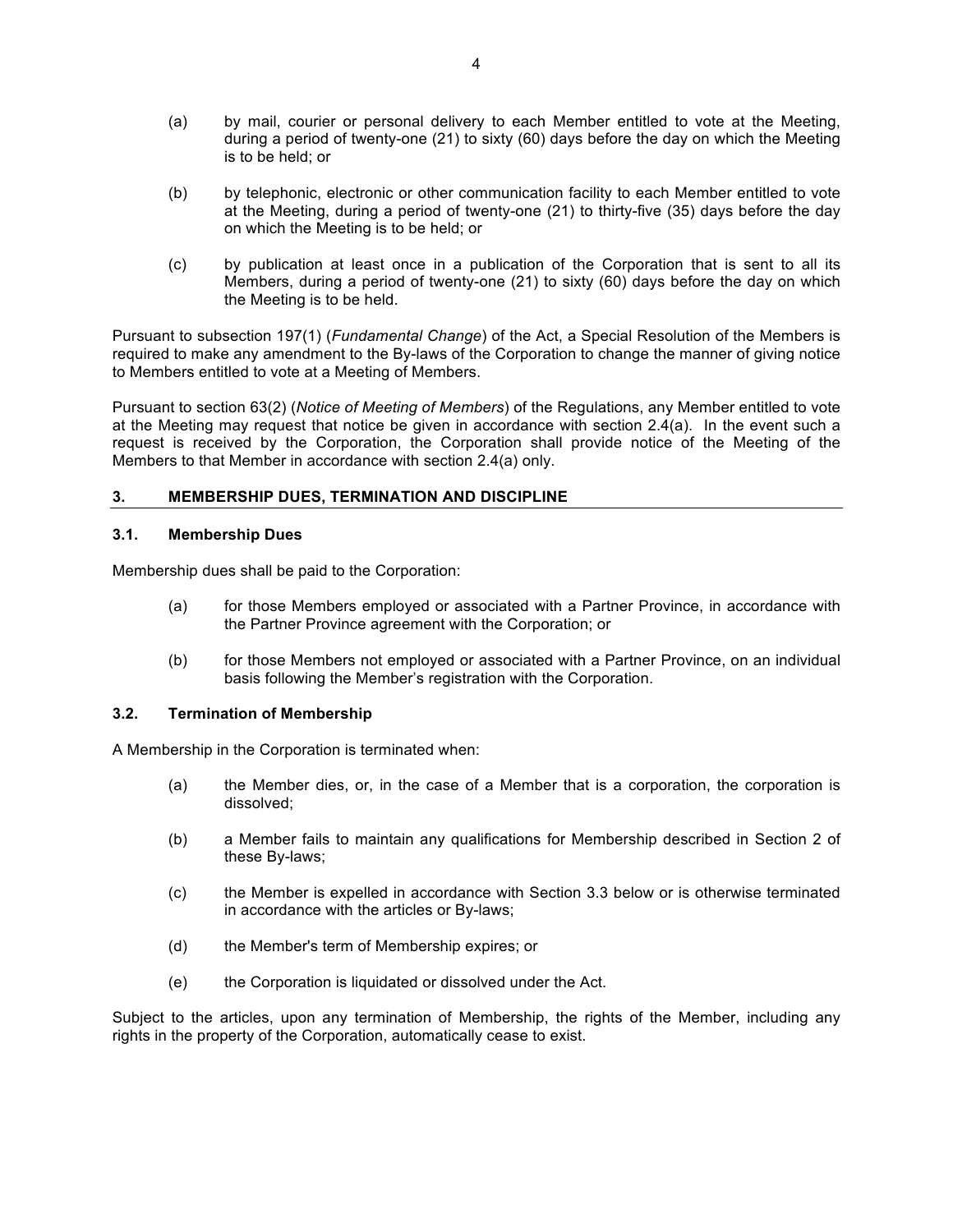(a) by mail, courier or personal delivery to each Member entitled to vote at the Meeting, during a period of twenty-one (21) to sixty (60) days before the day on which the Meeting is to be held; or

(b) by telephonic, electronic or other communication facility to each Member entitled to vote at the Meeting, during a period of twenty-one (21) to thirty-five (35) days before the day on which the Meeting is to be held; or

(c) by publication at least once in a publication of the Corporation that is sent to all its Members, during a period of twenty-one (21) to sixty (60) days before the day on which the Meeting is to be held.

Pursuant to subsection 197(1) (*Fundamental Change*) of the Act, a Special Resolution of the Members is required to make any amendment to the By-laws of the Corporation to change the manner of giving notice to Members entitled to vote at a Meeting of Members.

Pursuant to section 63(2) (*Notice of Meeting of Members*) of the Regulations, any Member entitled to vote at the Meeting may request that notice be given in accordance with section 2.4(a). In the event such a request is received by the Corporation, the Corporation shall provide notice of the Meeting of the Members to that Member in accordance with section 2.4(a) only.

## 3. MEMBERSHIP DUES, TERMINATION AND DISCIPLINE

### 3.1. Membership Dues

Membership dues shall be paid to the Corporation:

(a) for those Members employed or associated with a Partner Province, in accordance with the Partner Province agreement with the Corporation; or

(b) for those Members not employed or associated with a Partner Province, on an individual basis following the Member's registration with the Corporation.

### 3.2. Termination of Membership

A Membership in the Corporation is terminated when:

(a) the Member dies, or, in the case of a Member that is a corporation, the corporation is dissolved;

(b) a Member fails to maintain any qualifications for Membership described in Section 2 of these By-laws;

(c) the Member is expelled in accordance with Section 3.3 below or is otherwise terminated in accordance with the articles or By-laws;

(d) the Member's term of Membership expires; or

(e) the Corporation is liquidated or dissolved under the Act.

Subject to the articles, upon any termination of Membership, the rights of the Member, including any rights in the property of the Corporation, automatically cease to exist.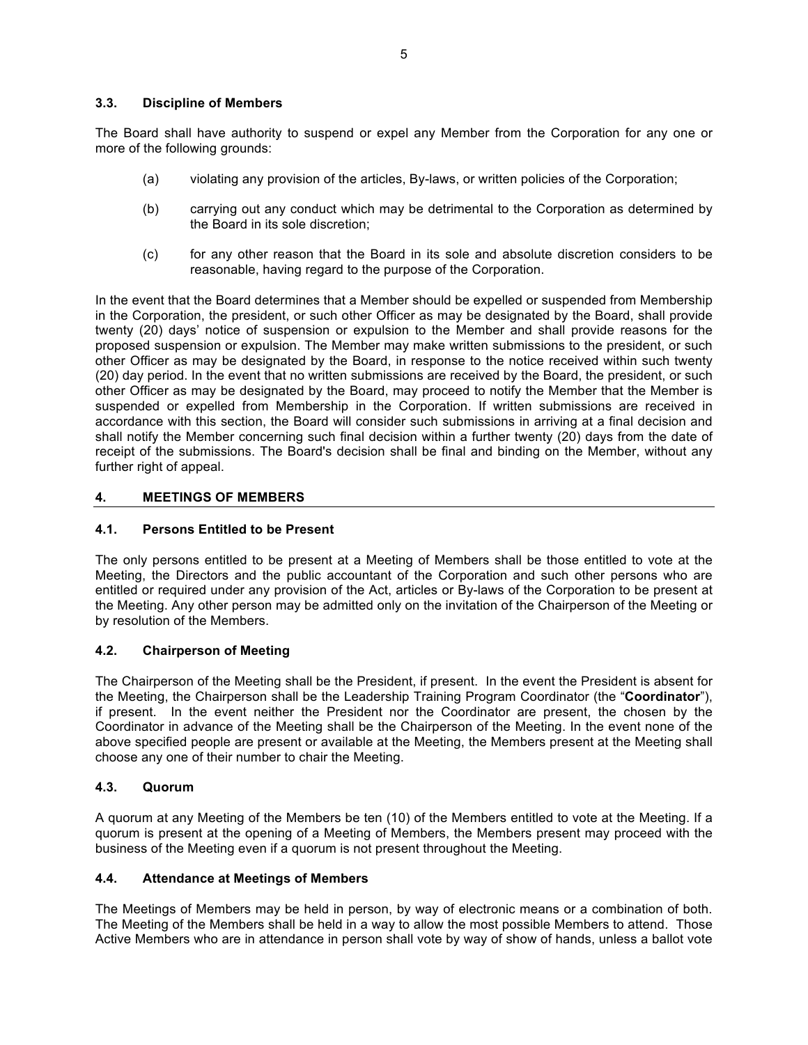### 3.3. Discipline of Members

The Board shall have authority to suspend or expel any Member from the Corporation for any one or more of the following grounds:

(a) violating any provision of the articles, By-laws, or written policies of the Corporation;

(b) carrying out any conduct which may be detrimental to the Corporation as determined by the Board in its sole discretion;

(c) for any other reason that the Board in its sole and absolute discretion considers to be reasonable, having regard to the purpose of the Corporation.

In the event that the Board determines that a Member should be expelled or suspended from Membership in the Corporation, the president, or such other Officer as may be designated by the Board, shall provide twenty (20) days' notice of suspension or expulsion to the Member and shall provide reasons for the proposed suspension or expulsion. The Member may make written submissions to the president, or such other Officer as may be designated by the Board, in response to the notice received within such twenty (20) day period. In the event that no written submissions are received by the Board, the president, or such other Officer as may be designated by the Board, may proceed to notify the Member that the Member is suspended or expelled from Membership in the Corporation. If written submissions are received in accordance with this section, the Board will consider such submissions in arriving at a final decision and shall notify the Member concerning such final decision within a further twenty (20) days from the date of receipt of the submissions. The Board's decision shall be final and binding on the Member, without any further right of appeal.

## 4. MEETINGS OF MEMBERS

### 4.1. Persons Entitled to be Present

The only persons entitled to be present at a Meeting of Members shall be those entitled to vote at the Meeting, the Directors and the public accountant of the Corporation and such other persons who are entitled or required under any provision of the Act, articles or By-laws of the Corporation to be present at the Meeting. Any other person may be admitted only on the invitation of the Chairperson of the Meeting or by resolution of the Members.

### 4.2. Chairperson of Meeting

The Chairperson of the Meeting shall be the President, if present. In the event the President is absent for the Meeting, the Chairperson shall be the Leadership Training Program Coordinator (the "**Coordinator**"), if present. In the event neither the President nor the Coordinator are present, the chosen by the Coordinator in advance of the Meeting shall be the Chairperson of the Meeting. In the event none of the above specified people are present or available at the Meeting, the Members present at the Meeting shall choose any one of their number to chair the Meeting.

### 4.3. Quorum

A quorum at any Meeting of the Members be ten (10) of the Members entitled to vote at the Meeting. If a quorum is present at the opening of a Meeting of Members, the Members present may proceed with the business of the Meeting even if a quorum is not present throughout the Meeting.

### 4.4. Attendance at Meetings of Members

The Meetings of Members may be held in person, by way of electronic means or a combination of both. The Meeting of the Members shall be held in a way to allow the most possible Members to attend. Those Active Members who are in attendance in person shall vote by way of show of hands, unless a ballot vote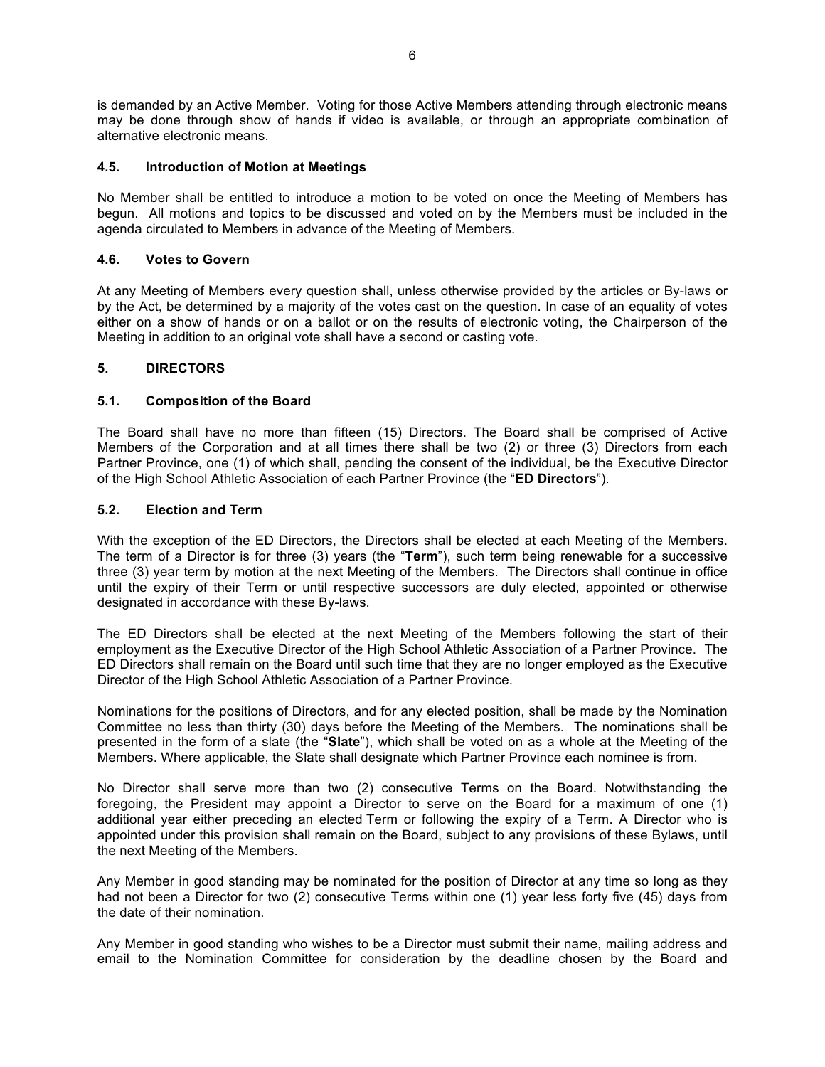is demanded by an Active Member. Voting for those Active Members attending through electronic means may be done through show of hands if video is available, or through an appropriate combination of alternative electronic means.

### 4.5. Introduction of Motion at Meetings

No Member shall be entitled to introduce a motion to be voted on once the Meeting of Members has begun. All motions and topics to be discussed and voted on by the Members must be included in the agenda circulated to Members in advance of the Meeting of Members.

### 4.6. Votes to Govern

At any Meeting of Members every question shall, unless otherwise provided by the articles or By-laws or by the Act, be determined by a majority of the votes cast on the question. In case of an equality of votes either on a show of hands or on a ballot or on the results of electronic voting, the Chairperson of the Meeting in addition to an original vote shall have a second or casting vote.

## 5. DIRECTORS

### 5.1. Composition of the Board

The Board shall have no more than fifteen (15) Directors. The Board shall be comprised of Active Members of the Corporation and at all times there shall be two (2) or three (3) Directors from each Partner Province, one (1) of which shall, pending the consent of the individual, be the Executive Director of the High School Athletic Association of each Partner Province (the "**ED Directors**").

### 5.2. Election and Term

With the exception of the ED Directors, the Directors shall be elected at each Meeting of the Members. The term of a Director is for three (3) years (the "**Term**"), such term being renewable for a successive three (3) year term by motion at the next Meeting of the Members. The Directors shall continue in office until the expiry of their Term or until respective successors are duly elected, appointed or otherwise designated in accordance with these By-laws.

The ED Directors shall be elected at the next Meeting of the Members following the start of their employment as the Executive Director of the High School Athletic Association of a Partner Province. The ED Directors shall remain on the Board until such time that they are no longer employed as the Executive Director of the High School Athletic Association of a Partner Province.

Nominations for the positions of Directors, and for any elected position, shall be made by the Nomination Committee no less than thirty (30) days before the Meeting of the Members. The nominations shall be presented in the form of a slate (the "**Slate**"), which shall be voted on as a whole at the Meeting of the Members. Where applicable, the Slate shall designate which Partner Province each nominee is from.

No Director shall serve more than two (2) consecutive Terms on the Board. Notwithstanding the foregoing, the President may appoint a Director to serve on the Board for a maximum of one (1) additional year either preceding an elected Term or following the expiry of a Term. A Director who is appointed under this provision shall remain on the Board, subject to any provisions of these Bylaws, until the next Meeting of the Members.

Any Member in good standing may be nominated for the position of Director at any time so long as they had not been a Director for two (2) consecutive Terms within one (1) year less forty five (45) days from the date of their nomination.

Any Member in good standing who wishes to be a Director must submit their name, mailing address and email to the Nomination Committee for consideration by the deadline chosen by the Board and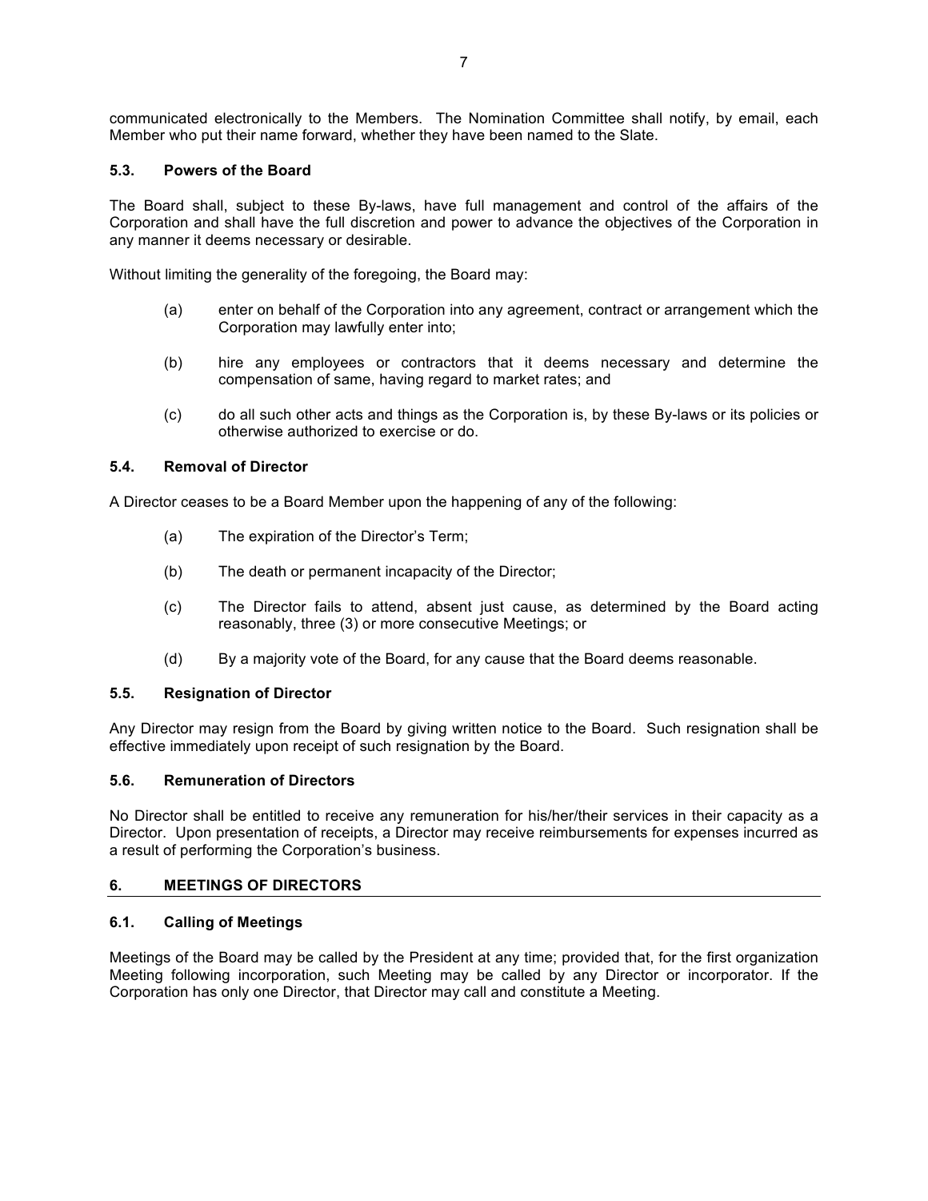communicated electronically to the Members. The Nomination Committee shall notify, by email, each Member who put their name forward, whether they have been named to the Slate.

### 5.3. Powers of the Board

The Board shall, subject to these By-laws, have full management and control of the affairs of the Corporation and shall have the full discretion and power to advance the objectives of the Corporation in any manner it deems necessary or desirable.

Without limiting the generality of the foregoing, the Board may:

(a) enter on behalf of the Corporation into any agreement, contract or arrangement which the Corporation may lawfully enter into;

(b) hire any employees or contractors that it deems necessary and determine the compensation of same, having regard to market rates; and

(c) do all such other acts and things as the Corporation is, by these By-laws or its policies or otherwise authorized to exercise or do.

### 5.4. Removal of Director

A Director ceases to be a Board Member upon the happening of any of the following:

(a) The expiration of the Director's Term;

(b) The death or permanent incapacity of the Director;

(c) The Director fails to attend, absent just cause, as determined by the Board acting reasonably, three (3) or more consecutive Meetings; or

(d) By a majority vote of the Board, for any cause that the Board deems reasonable.

### 5.5. Resignation of Director

Any Director may resign from the Board by giving written notice to the Board. Such resignation shall be effective immediately upon receipt of such resignation by the Board.

### 5.6. Remuneration of Directors

No Director shall be entitled to receive any remuneration for his/her/their services in their capacity as a Director. Upon presentation of receipts, a Director may receive reimbursements for expenses incurred as a result of performing the Corporation's business.

## 6. MEETINGS OF DIRECTORS

### 6.1. Calling of Meetings

Meetings of the Board may be called by the President at any time; provided that, for the first organization Meeting following incorporation, such Meeting may be called by any Director or incorporator. If the Corporation has only one Director, that Director may call and constitute a Meeting.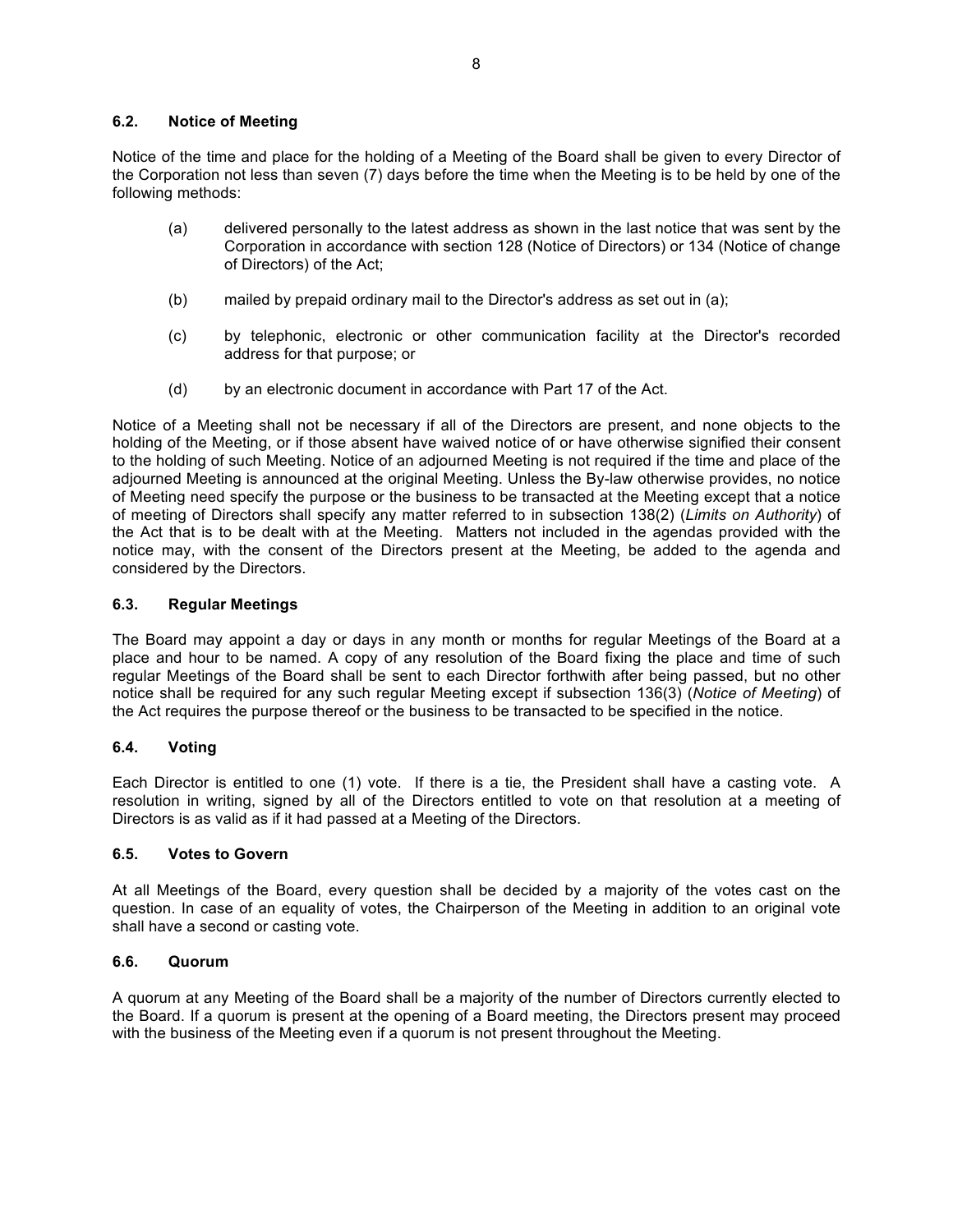### 6.2. Notice of Meeting

Notice of the time and place for the holding of a Meeting of the Board shall be given to every Director of the Corporation not less than seven (7) days before the time when the Meeting is to be held by one of the following methods:

(a) delivered personally to the latest address as shown in the last notice that was sent by the Corporation in accordance with section 128 (Notice of Directors) or 134 (Notice of change of Directors) of the Act;

(b) mailed by prepaid ordinary mail to the Director's address as set out in (a);

(c) by telephonic, electronic or other communication facility at the Director's recorded address for that purpose; or

(d) by an electronic document in accordance with Part 17 of the Act.

Notice of a Meeting shall not be necessary if all of the Directors are present, and none objects to the holding of the Meeting, or if those absent have waived notice of or have otherwise signified their consent to the holding of such Meeting. Notice of an adjourned Meeting is not required if the time and place of the adjourned Meeting is announced at the original Meeting. Unless the By-law otherwise provides, no notice of Meeting need specify the purpose or the business to be transacted at the Meeting except that a notice of meeting of Directors shall specify any matter referred to in subsection 138(2) (*Limits on Authority*) of the Act that is to be dealt with at the Meeting. Matters not included in the agendas provided with the notice may, with the consent of the Directors present at the Meeting, be added to the agenda and considered by the Directors.

### 6.3. Regular Meetings

The Board may appoint a day or days in any month or months for regular Meetings of the Board at a place and hour to be named. A copy of any resolution of the Board fixing the place and time of such regular Meetings of the Board shall be sent to each Director forthwith after being passed, but no other notice shall be required for any such regular Meeting except if subsection 136(3) (*Notice of Meeting*) of the Act requires the purpose thereof or the business to be transacted to be specified in the notice.

### 6.4. Voting

Each Director is entitled to one (1) vote. If there is a tie, the President shall have a casting vote. A resolution in writing, signed by all of the Directors entitled to vote on that resolution at a meeting of Directors is as valid as if it had passed at a Meeting of the Directors.

### 6.5. Votes to Govern

At all Meetings of the Board, every question shall be decided by a majority of the votes cast on the question. In case of an equality of votes, the Chairperson of the Meeting in addition to an original vote shall have a second or casting vote.

### 6.6. Quorum

A quorum at any Meeting of the Board shall be a majority of the number of Directors currently elected to the Board. If a quorum is present at the opening of a Board meeting, the Directors present may proceed with the business of the Meeting even if a quorum is not present throughout the Meeting.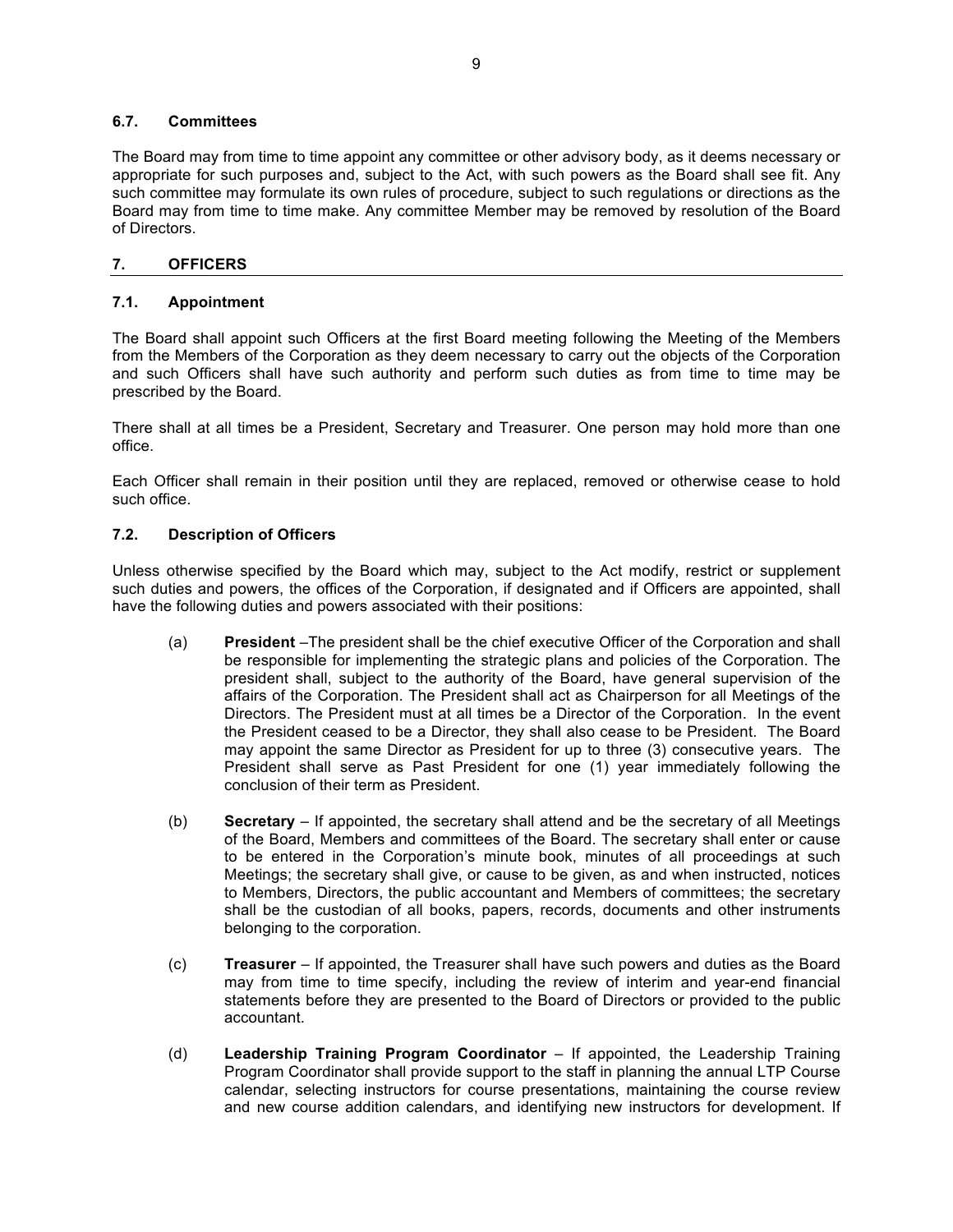### 6.7. Committees

The Board may from time to time appoint any committee or other advisory body, as it deems necessary or appropriate for such purposes and, subject to the Act, with such powers as the Board shall see fit. Any such committee may formulate its own rules of procedure, subject to such regulations or directions as the Board may from time to time make. Any committee Member may be removed by resolution of the Board of Directors.

## 7. OFFICERS

### 7.1. Appointment

The Board shall appoint such Officers at the first Board meeting following the Meeting of the Members from the Members of the Corporation as they deem necessary to carry out the objects of the Corporation and such Officers shall have such authority and perform such duties as from time to time may be prescribed by the Board.

There shall at all times be a President, Secretary and Treasurer. One person may hold more than one office.

Each Officer shall remain in their position until they are replaced, removed or otherwise cease to hold such office.

### 7.2. Description of Officers

Unless otherwise specified by the Board which may, subject to the Act modify, restrict or supplement such duties and powers, the offices of the Corporation, if designated and if Officers are appointed, shall have the following duties and powers associated with their positions:

(a) **President** –The president shall be the chief executive Officer of the Corporation and shall be responsible for implementing the strategic plans and policies of the Corporation. The president shall, subject to the authority of the Board, have general supervision of the affairs of the Corporation. The President shall act as Chairperson for all Meetings of the Directors. The President must at all times be a Director of the Corporation. In the event the President ceased to be a Director, they shall also cease to be President. The Board may appoint the same Director as President for up to three (3) consecutive years. The President shall serve as Past President for one (1) year immediately following the conclusion of their term as President.

(b) **Secretary** – If appointed, the secretary shall attend and be the secretary of all Meetings of the Board, Members and committees of the Board. The secretary shall enter or cause to be entered in the Corporation's minute book, minutes of all proceedings at such Meetings; the secretary shall give, or cause to be given, as and when instructed, notices to Members, Directors, the public accountant and Members of committees; the secretary shall be the custodian of all books, papers, records, documents and other instruments belonging to the corporation.

(c) **Treasurer** – If appointed, the Treasurer shall have such powers and duties as the Board may from time to time specify, including the review of interim and year-end financial statements before they are presented to the Board of Directors or provided to the public accountant.

(d) **Leadership Training Program Coordinator** – If appointed, the Leadership Training Program Coordinator shall provide support to the staff in planning the annual LTP Course calendar, selecting instructors for course presentations, maintaining the course review and new course addition calendars, and identifying new instructors for development. If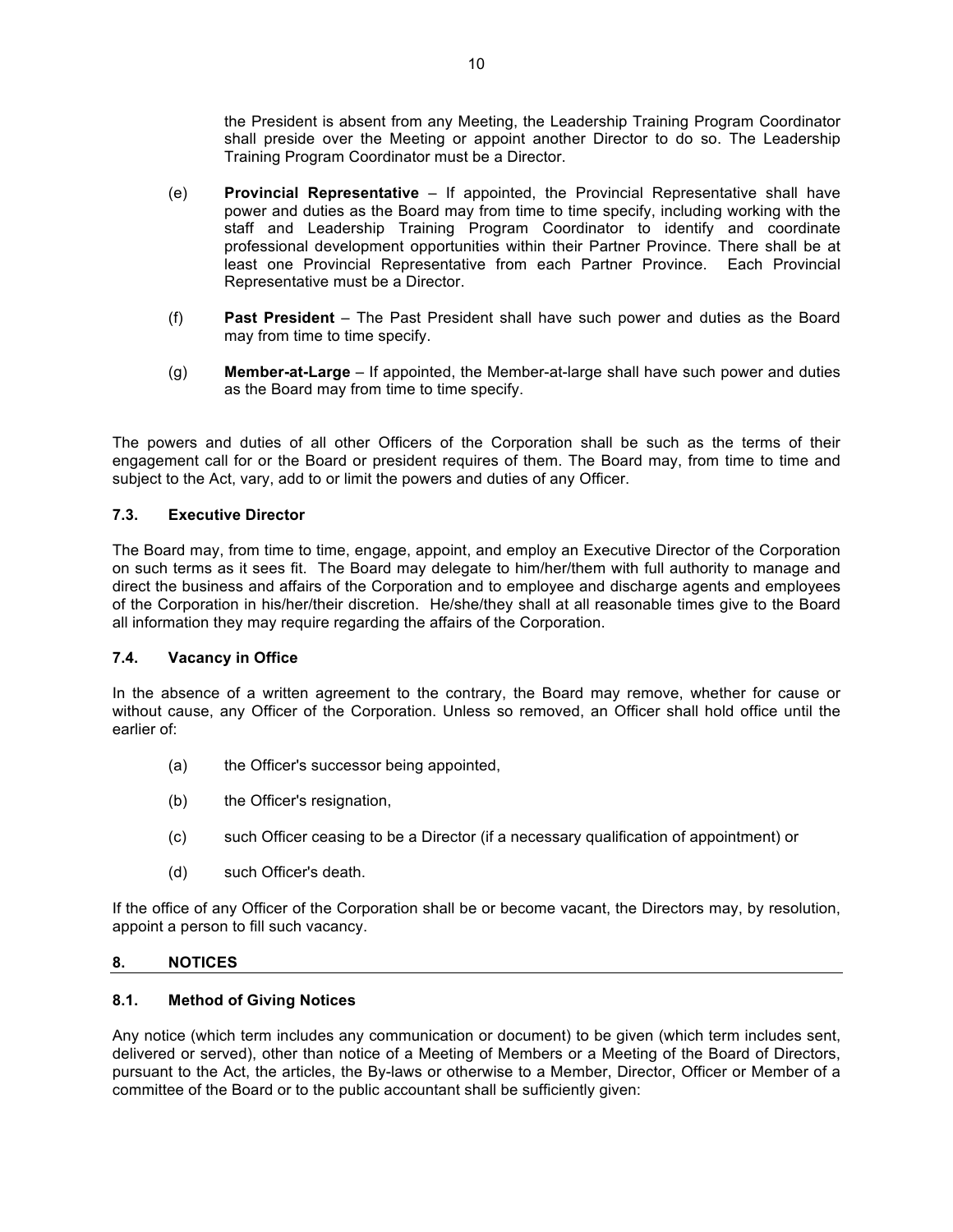the President is absent from any Meeting, the Leadership Training Program Coordinator shall preside over the Meeting or appoint another Director to do so. The Leadership Training Program Coordinator must be a Director.

(e) **Provincial Representative** – If appointed, the Provincial Representative shall have power and duties as the Board may from time to time specify, including working with the staff and Leadership Training Program Coordinator to identify and coordinate professional development opportunities within their Partner Province. There shall be at least one Provincial Representative from each Partner Province. Each Provincial Representative must be a Director.

(f) **Past President** – The Past President shall have such power and duties as the Board may from time to time specify.

(g) **Member-at-Large** – If appointed, the Member-at-large shall have such power and duties as the Board may from time to time specify.

The powers and duties of all other Officers of the Corporation shall be such as the terms of their engagement call for or the Board or president requires of them. The Board may, from time to time and subject to the Act, vary, add to or limit the powers and duties of any Officer.

### 7.3. Executive Director

The Board may, from time to time, engage, appoint, and employ an Executive Director of the Corporation on such terms as it sees fit. The Board may delegate to him/her/them with full authority to manage and direct the business and affairs of the Corporation and to employee and discharge agents and employees of the Corporation in his/her/their discretion. He/she/they shall at all reasonable times give to the Board all information they may require regarding the affairs of the Corporation.

### 7.4. Vacancy in Office

In the absence of a written agreement to the contrary, the Board may remove, whether for cause or without cause, any Officer of the Corporation. Unless so removed, an Officer shall hold office until the earlier of:

(a) the Officer's successor being appointed,

(b) the Officer's resignation,

(c) such Officer ceasing to be a Director (if a necessary qualification of appointment) or

(d) such Officer's death.

If the office of any Officer of the Corporation shall be or become vacant, the Directors may, by resolution, appoint a person to fill such vacancy.

## 8. NOTICES

### 8.1. Method of Giving Notices

Any notice (which term includes any communication or document) to be given (which term includes sent, delivered or served), other than notice of a Meeting of Members or a Meeting of the Board of Directors, pursuant to the Act, the articles, the By-laws or otherwise to a Member, Director, Officer or Member of a committee of the Board or to the public accountant shall be sufficiently given: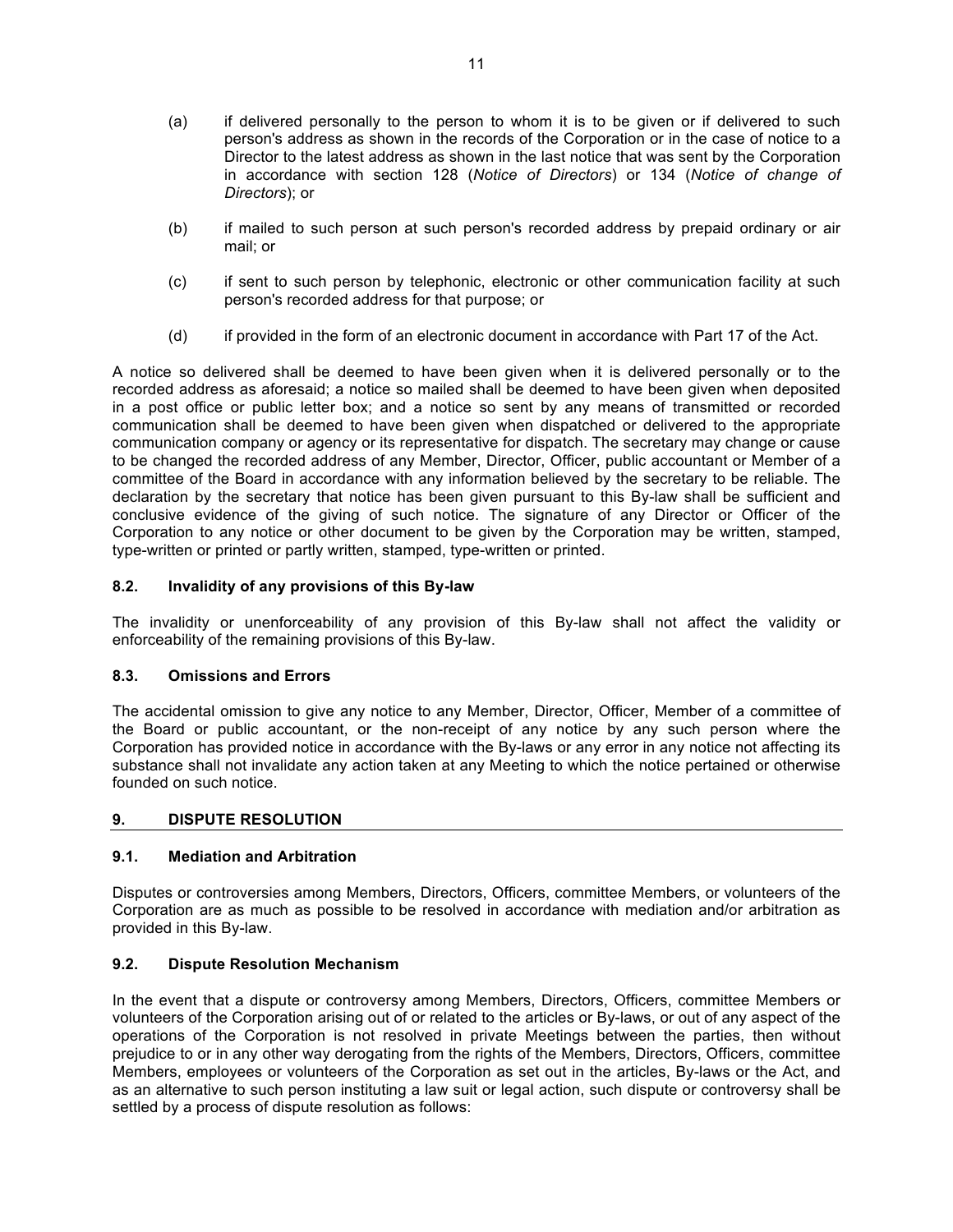(a) if delivered personally to the person to whom it is to be given or if delivered to such person's address as shown in the records of the Corporation or in the case of notice to a Director to the latest address as shown in the last notice that was sent by the Corporation in accordance with section 128 (*Notice of Directors*) or 134 (*Notice of change of Directors*); or

(b) if mailed to such person at such person's recorded address by prepaid ordinary or air mail; or

(c) if sent to such person by telephonic, electronic or other communication facility at such person's recorded address for that purpose; or

(d) if provided in the form of an electronic document in accordance with Part 17 of the Act.

A notice so delivered shall be deemed to have been given when it is delivered personally or to the recorded address as aforesaid; a notice so mailed shall be deemed to have been given when deposited in a post office or public letter box; and a notice so sent by any means of transmitted or recorded communication shall be deemed to have been given when dispatched or delivered to the appropriate communication company or agency or its representative for dispatch. The secretary may change or cause to be changed the recorded address of any Member, Director, Officer, public accountant or Member of a committee of the Board in accordance with any information believed by the secretary to be reliable. The declaration by the secretary that notice has been given pursuant to this By-law shall be sufficient and conclusive evidence of the giving of such notice. The signature of any Director or Officer of the Corporation to any notice or other document to be given by the Corporation may be written, stamped, type-written or printed or partly written, stamped, type-written or printed.

### 8.2. Invalidity of any provisions of this By-law

The invalidity or unenforceability of any provision of this By-law shall not affect the validity or enforceability of the remaining provisions of this By-law.

### 8.3. Omissions and Errors

The accidental omission to give any notice to any Member, Director, Officer, Member of a committee of the Board or public accountant, or the non-receipt of any notice by any such person where the Corporation has provided notice in accordance with the By-laws or any error in any notice not affecting its substance shall not invalidate any action taken at any Meeting to which the notice pertained or otherwise founded on such notice.

## 9. DISPUTE RESOLUTION

### 9.1. Mediation and Arbitration

Disputes or controversies among Members, Directors, Officers, committee Members, or volunteers of the Corporation are as much as possible to be resolved in accordance with mediation and/or arbitration as provided in this By-law.

### 9.2. Dispute Resolution Mechanism

In the event that a dispute or controversy among Members, Directors, Officers, committee Members or volunteers of the Corporation arising out of or related to the articles or By-laws, or out of any aspect of the operations of the Corporation is not resolved in private Meetings between the parties, then without prejudice to or in any other way derogating from the rights of the Members, Directors, Officers, committee Members, employees or volunteers of the Corporation as set out in the articles, By-laws or the Act, and as an alternative to such person instituting a law suit or legal action, such dispute or controversy shall be settled by a process of dispute resolution as follows: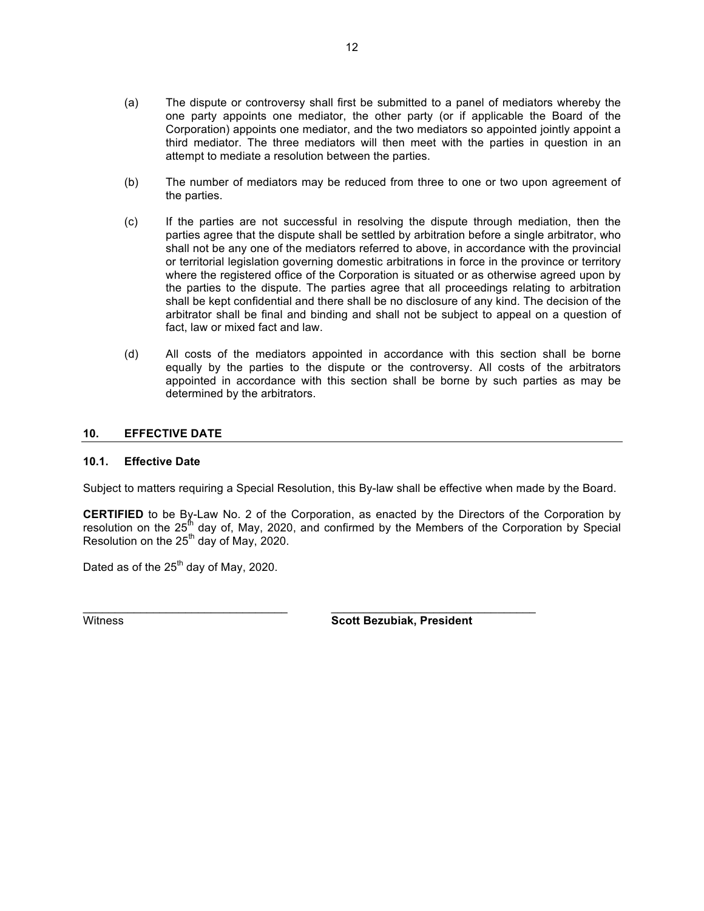(a) The dispute or controversy shall first be submitted to a panel of mediators whereby the one party appoints one mediator, the other party (or if applicable the Board of the Corporation) appoints one mediator, and the two mediators so appointed jointly appoint a third mediator. The three mediators will then meet with the parties in question in an attempt to mediate a resolution between the parties.

(b) The number of mediators may be reduced from three to one or two upon agreement of the parties.

(c) If the parties are not successful in resolving the dispute through mediation, then the parties agree that the dispute shall be settled by arbitration before a single arbitrator, who shall not be any one of the mediators referred to above, in accordance with the provincial or territorial legislation governing domestic arbitrations in force in the province or territory where the registered office of the Corporation is situated or as otherwise agreed upon by the parties to the dispute. The parties agree that all proceedings relating to arbitration shall be kept confidential and there shall be no disclosure of any kind. The decision of the arbitrator shall be final and binding and shall not be subject to appeal on a question of fact, law or mixed fact and law.

(d) All costs of the mediators appointed in accordance with this section shall be borne equally by the parties to the dispute or the controversy. All costs of the arbitrators appointed in accordance with this section shall be borne by such parties as may be determined by the arbitrators.

## 10. EFFECTIVE DATE

### 10.1. Effective Date

Subject to matters requiring a Special Resolution, this By-law shall be effective when made by the Board.

**CERTIFIED** to be By-Law No. 2 of the Corporation, as enacted by the Directors of the Corporation by resolution on the 25th day of, May, 2020, and confirmed by the Members of the Corporation by Special Resolution on the 25th day of May, 2020.

Dated as of the 25th day of May, 2020.

\_\_\_\_\_\_\_\_\_\_\_\_\_\_\_\_\_\_\_\_\_\_\_\_\_\_\_\_\_\_\_\_
Witness

\_\_\_\_\_\_\_\_\_\_\_\_\_\_\_\_\_\_\_\_\_\_\_\_\_\_\_\_\_\_\_\_
**Scott Bezubiak, President**